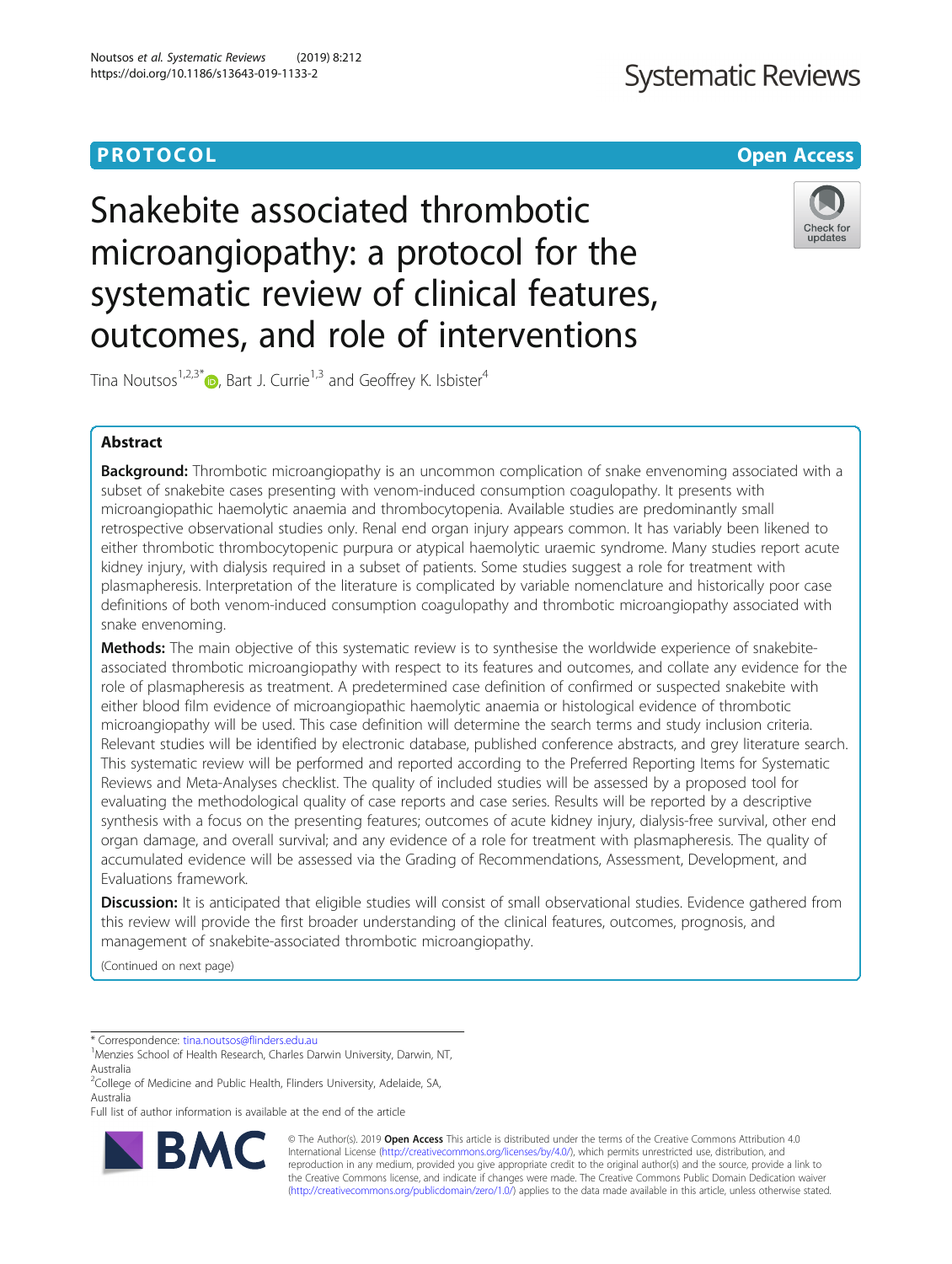PROTOCOL

Open Access

# Snakebite associated thrombotic microangiopathy: a protocol for the systematic review of clinical features, outcomes, and role of interventions

Tina Noutsos[1,2,3*], Bart J. Currie[1,3] and Geoffrey K. Isbister[4]

## Abstract

**Background:** Thrombotic microangiopathy is an uncommon complication of snake envenoming associated with a subset of snakebite cases presenting with venom-induced consumption coagulopathy. It presents with microangiopathic haemolytic anaemia and thrombocytopenia. Available studies are predominantly small retrospective observational studies only. Renal end organ injury appears common. It has variably been likened to either thrombotic thrombocytopenic purpura or atypical haemolytic uraemic syndrome. Many studies report acute kidney injury, with dialysis required in a subset of patients. Some studies suggest a role for treatment with plasmapheresis. Interpretation of the literature is complicated by variable nomenclature and historically poor case definitions of both venom-induced consumption coagulopathy and thrombotic microangiopathy associated with snake envenoming.

**Methods:** The main objective of this systematic review is to synthesise the worldwide experience of snakebite-associated thrombotic microangiopathy with respect to its features and outcomes, and collate any evidence for the role of plasmapheresis as treatment. A predetermined case definition of confirmed or suspected snakebite with either blood film evidence of microangiopathic haemolytic anaemia or histological evidence of thrombotic microangiopathy will be used. This case definition will determine the search terms and study inclusion criteria. Relevant studies will be identified by electronic database, published conference abstracts, and grey literature search. This systematic review will be performed and reported according to the Preferred Reporting Items for Systematic Reviews and Meta-Analyses checklist. The quality of included studies will be assessed by a proposed tool for evaluating the methodological quality of case reports and case series. Results will be reported by a descriptive synthesis with a focus on the presenting features; outcomes of acute kidney injury, dialysis-free survival, other end organ damage, and overall survival; and any evidence of a role for treatment with plasmapheresis. The quality of accumulated evidence will be assessed via the Grading of Recommendations, Assessment, Development, and Evaluations framework.

**Discussion:** It is anticipated that eligible studies will consist of small observational studies. Evidence gathered from this review will provide the first broader understanding of the clinical features, outcomes, prognosis, and management of snakebite-associated thrombotic microangiopathy.

(Continued on next page)

\* Correspondence: tina.noutsos@flinders.edu.au
[1]Menzies School of Health Research, Charles Darwin University, Darwin, NT, Australia
[2]College of Medicine and Public Health, Flinders University, Adelaide, SA, Australia
Full list of author information is available at the end of the article

© The Author(s). 2019 **Open Access** This article is distributed under the terms of the Creative Commons Attribution 4.0 International License (http://creativecommons.org/licenses/by/4.0/), which permits unrestricted use, distribution, and reproduction in any medium, provided you give appropriate credit to the original author(s) and the source, provide a link to the Creative Commons license, and indicate if changes were made. The Creative Commons Public Domain Dedication waiver (http://creativecommons.org/publicdomain/zero/1.0/) applies to the data made available in this article, unless otherwise stated.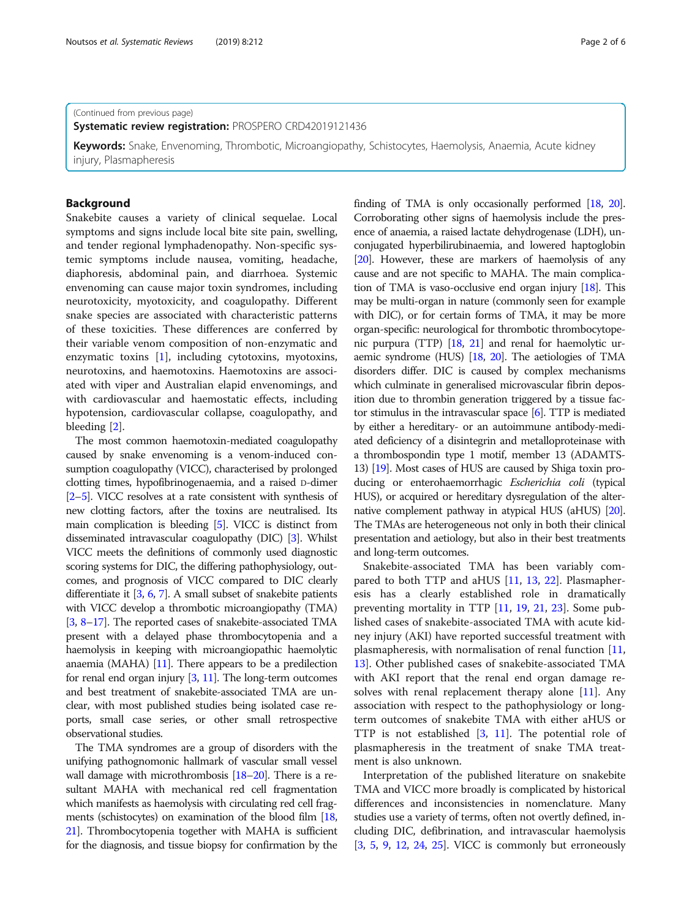(Continued from previous page)

**Systematic review registration:** PROSPERO CRD42019121436

**Keywords:** Snake, Envenoming, Thrombotic, Microangiopathy, Schistocytes, Haemolysis, Anaemia, Acute kidney injury, Plasmapheresis

## Background

Snakebite causes a variety of clinical sequelae. Local symptoms and signs include local bite site pain, swelling, and tender regional lymphadenopathy. Non-specific systemic symptoms include nausea, vomiting, headache, diaphoresis, abdominal pain, and diarrhoea. Systemic envenoming can cause major toxin syndromes, including neurotoxicity, myotoxicity, and coagulopathy. Different snake species are associated with characteristic patterns of these toxicities. These differences are conferred by their variable venom composition of non-enzymatic and enzymatic toxins [1], including cytotoxins, myotoxins, neurotoxins, and haemotoxins. Haemotoxins are associated with viper and Australian elapid envenomings, and with cardiovascular and haemostatic effects, including hypotension, cardiovascular collapse, coagulopathy, and bleeding [2].

The most common haemotoxin-mediated coagulopathy caused by snake envenoming is a venom-induced consumption coagulopathy (VICC), characterised by prolonged clotting times, hypofibrinogenaemia, and a raised D-dimer [2–5]. VICC resolves at a rate consistent with synthesis of new clotting factors, after the toxins are neutralised. Its main complication is bleeding [5]. VICC is distinct from disseminated intravascular coagulopathy (DIC) [3]. Whilst VICC meets the definitions of commonly used diagnostic scoring systems for DIC, the differing pathophysiology, outcomes, and prognosis of VICC compared to DIC clearly differentiate it [3, 6, 7]. A small subset of snakebite patients with VICC develop a thrombotic microangiopathy (TMA) [3, 8–17]. The reported cases of snakebite-associated TMA present with a delayed phase thrombocytopenia and a haemolysis in keeping with microangiopathic haemolytic anaemia (MAHA) [11]. There appears to be a predilection for renal end organ injury [3, 11]. The long-term outcomes and best treatment of snakebite-associated TMA are unclear, with most published studies being isolated case reports, small case series, or other small retrospective observational studies.

The TMA syndromes are a group of disorders with the unifying pathognomonic hallmark of vascular small vessel wall damage with microthrombosis [18–20]. There is a resultant MAHA with mechanical red cell fragmentation which manifests as haemolysis with circulating red cell fragments (schistocytes) on examination of the blood film [18, 21]. Thrombocytopenia together with MAHA is sufficient for the diagnosis, and tissue biopsy for confirmation by the finding of TMA is only occasionally performed [18, 20]. Corroborating other signs of haemolysis include the presence of anaemia, a raised lactate dehydrogenase (LDH), unconjugated hyperbilirubinaemia, and lowered haptoglobin [20]. However, these are markers of haemolysis of any cause and are not specific to MAHA. The main complication of TMA is vaso-occlusive end organ injury [18]. This may be multi-organ in nature (commonly seen for example with DIC), or for certain forms of TMA, it may be more organ-specific: neurological for thrombotic thrombocytopenic purpura (TTP) [18, 21] and renal for haemolytic uraemic syndrome (HUS) [18, 20]. The aetiologies of TMA disorders differ. DIC is caused by complex mechanisms which culminate in generalised microvascular fibrin deposition due to thrombin generation triggered by a tissue factor stimulus in the intravascular space [6]. TTP is mediated by either a hereditary- or an autoimmune antibody-mediated deficiency of a disintegrin and metalloproteinase with a thrombospondin type 1 motif, member 13 (ADAMTS-13) [19]. Most cases of HUS are caused by Shiga toxin producing or enterohaemorrhagic *Escherichia coli* (typical HUS), or acquired or hereditary dysregulation of the alternative complement pathway in atypical HUS (aHUS) [20]. The TMAs are heterogeneous not only in both their clinical presentation and aetiology, but also in their best treatments and long-term outcomes.

Snakebite-associated TMA has been variably compared to both TTP and aHUS [11, 13, 22]. Plasmapheresis has a clearly established role in dramatically preventing mortality in TTP [11, 19, 21, 23]. Some published cases of snakebite-associated TMA with acute kidney injury (AKI) have reported successful treatment with plasmapheresis, with normalisation of renal function [11, 13]. Other published cases of snakebite-associated TMA with AKI report that the renal end organ damage resolves with renal replacement therapy alone [11]. Any association with respect to the pathophysiology or long-term outcomes of snakebite TMA with either aHUS or TTP is not established [3, 11]. The potential role of plasmapheresis in the treatment of snake TMA treatment is also unknown.

Interpretation of the published literature on snakebite TMA and VICC more broadly is complicated by historical differences and inconsistencies in nomenclature. Many studies use a variety of terms, often not overtly defined, including DIC, defibrination, and intravascular haemolysis [3, 5, 9, 12, 24, 25]. VICC is commonly but erroneously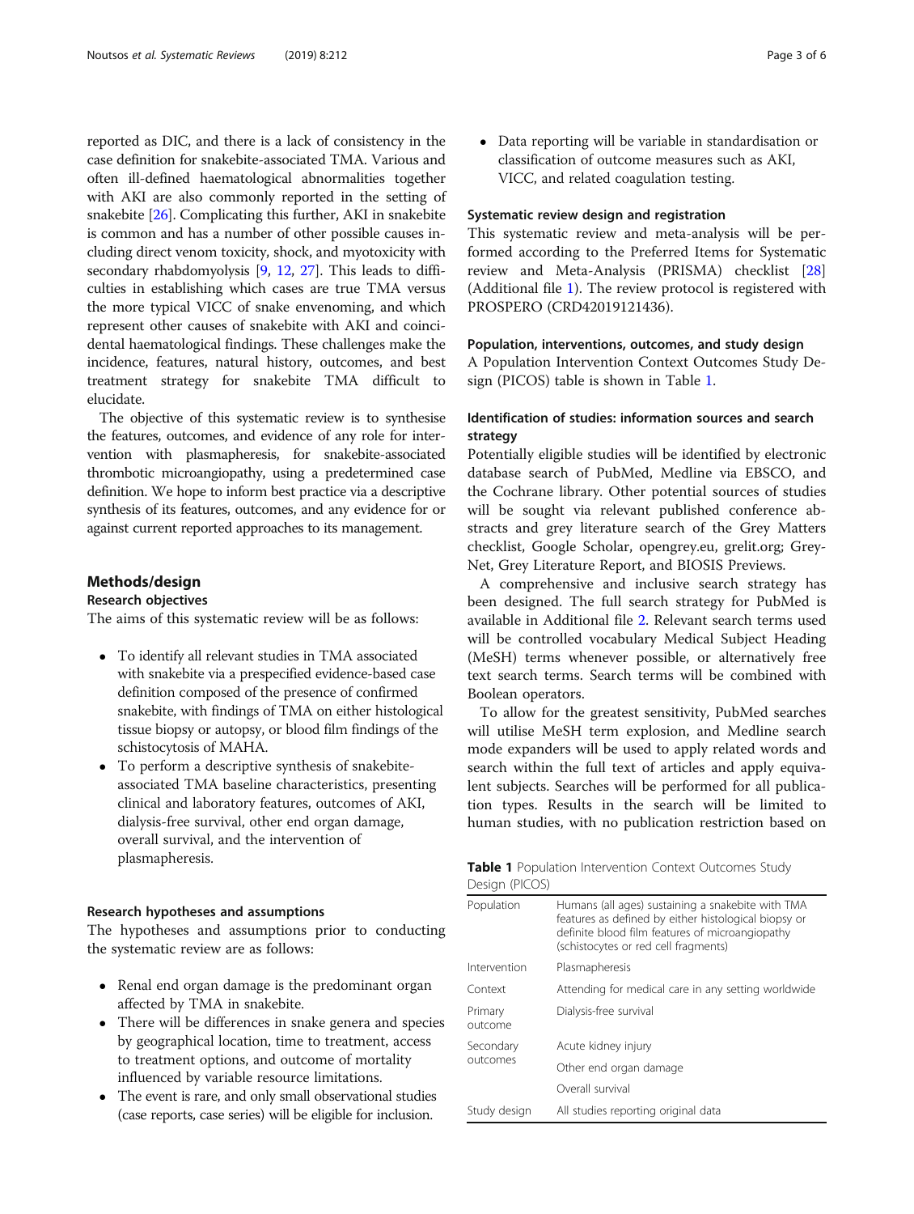reported as DIC, and there is a lack of consistency in the case definition for snakebite-associated TMA. Various and often ill-defined haematological abnormalities together with AKI are also commonly reported in the setting of snakebite [26]. Complicating this further, AKI in snakebite is common and has a number of other possible causes including direct venom toxicity, shock, and myotoxicity with secondary rhabdomyolysis [9, 12, 27]. This leads to difficulties in establishing which cases are true TMA versus the more typical VICC of snake envenoming, and which represent other causes of snakebite with AKI and coincidental haematological findings. These challenges make the incidence, features, natural history, outcomes, and best treatment strategy for snakebite TMA difficult to elucidate.

The objective of this systematic review is to synthesise the features, outcomes, and evidence of any role for intervention with plasmapheresis, for snakebite-associated thrombotic microangiopathy, using a predetermined case definition. We hope to inform best practice via a descriptive synthesis of its features, outcomes, and any evidence for or against current reported approaches to its management.

## Methods/design

### Research objectives

The aims of this systematic review will be as follows:

- To identify all relevant studies in TMA associated with snakebite via a prespecified evidence-based case definition composed of the presence of confirmed snakebite, with findings of TMA on either histological tissue biopsy or autopsy, or blood film findings of the schistocytosis of MAHA.
- To perform a descriptive synthesis of snakebite-associated TMA baseline characteristics, presenting clinical and laboratory features, outcomes of AKI, dialysis-free survival, other end organ damage, overall survival, and the intervention of plasmapheresis.

### Research hypotheses and assumptions

The hypotheses and assumptions prior to conducting the systematic review are as follows:

- Renal end organ damage is the predominant organ affected by TMA in snakebite.
- There will be differences in snake genera and species by geographical location, time to treatment, access to treatment options, and outcome of mortality influenced by variable resource limitations.
- The event is rare, and only small observational studies (case reports, case series) will be eligible for inclusion.
- Data reporting will be variable in standardisation or classification of outcome measures such as AKI, VICC, and related coagulation testing.

### Systematic review design and registration

This systematic review and meta-analysis will be performed according to the Preferred Items for Systematic review and Meta-Analysis (PRISMA) checklist [28] (Additional file 1). The review protocol is registered with PROSPERO (CRD42019121436).

### Population, interventions, outcomes, and study design

A Population Intervention Context Outcomes Study Design (PICOS) table is shown in Table 1.

**Table 1** Population Intervention Context Outcomes Study Design (PICOS)

| | |
|---|---|
| Population | Humans (all ages) sustaining a snakebite with TMA features as defined by either histological biopsy or definite blood film features of microangiopathy (schistocytes or red cell fragments) |
| Intervention | Plasmapheresis |
| Context | Attending for medical care in any setting worldwide |
| Primary outcome | Dialysis-free survival |
| Secondary outcomes | Acute kidney injury |
| | Other end organ damage |
| | Overall survival |
| Study design | All studies reporting original data |

### Identification of studies: information sources and search strategy

Potentially eligible studies will be identified by electronic database search of PubMed, Medline via EBSCO, and the Cochrane library. Other potential sources of studies will be sought via relevant published conference abstracts and grey literature search of the Grey Matters checklist, Google Scholar, opengrey.eu, grelit.org; GreyNet, Grey Literature Report, and BIOSIS Previews.

A comprehensive and inclusive search strategy has been designed. The full search strategy for PubMed is available in Additional file 2. Relevant search terms used will be controlled vocabulary Medical Subject Heading (MeSH) terms whenever possible, or alternatively free text search terms. Search terms will be combined with Boolean operators.

To allow for the greatest sensitivity, PubMed searches will utilise MeSH term explosion, and Medline search mode expanders will be used to apply related words and search within the full text of articles and apply equivalent subjects. Searches will be performed for all publication types. Results in the search will be limited to human studies, with no publication restriction based on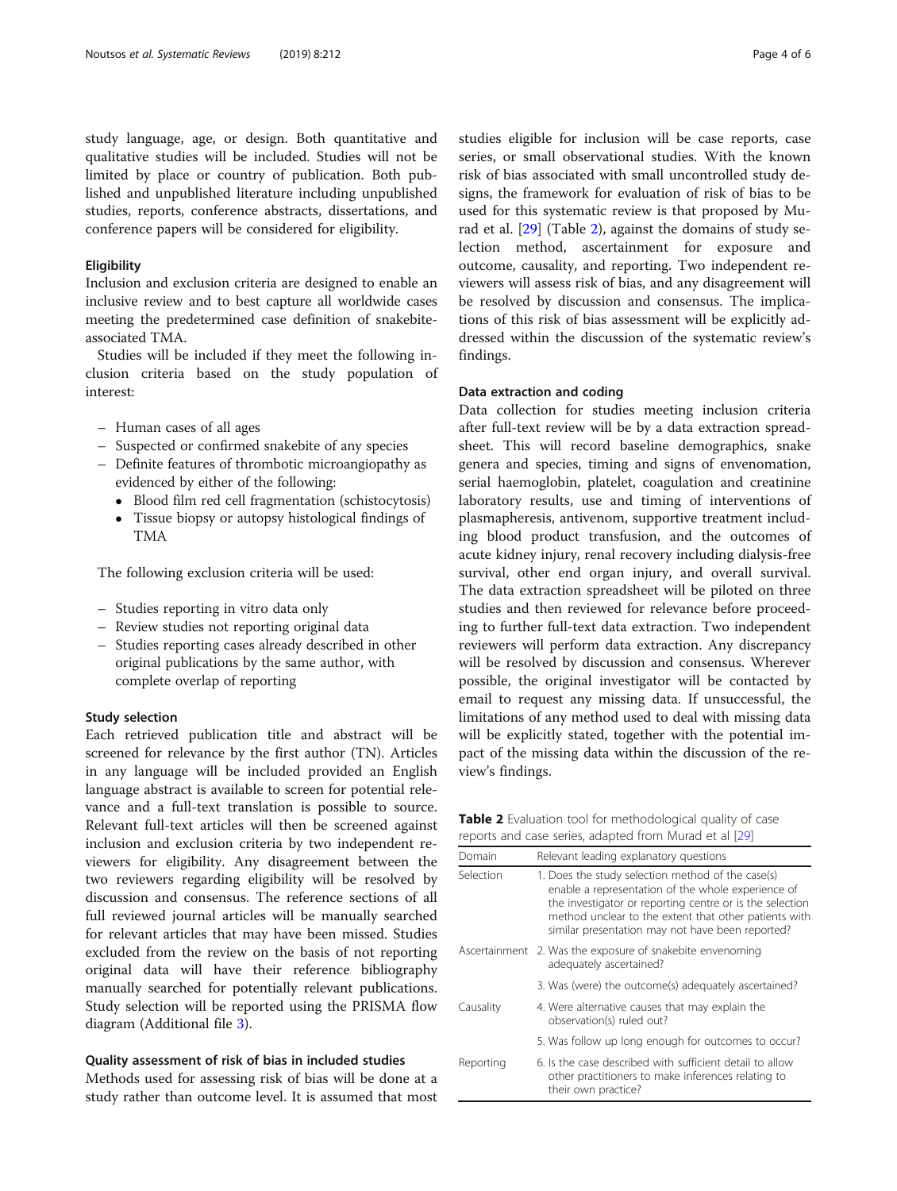study language, age, or design. Both quantitative and qualitative studies will be included. Studies will not be limited by place or country of publication. Both published and unpublished literature including unpublished studies, reports, conference abstracts, dissertations, and conference papers will be considered for eligibility.

### Eligibility

Inclusion and exclusion criteria are designed to enable an inclusive review and to best capture all worldwide cases meeting the predetermined case definition of snakebite-associated TMA.

Studies will be included if they meet the following inclusion criteria based on the study population of interest:

- Human cases of all ages
- Suspected or confirmed snakebite of any species
- Definite features of thrombotic microangiopathy as evidenced by either of the following:
  - Blood film red cell fragmentation (schistocytosis)
  - Tissue biopsy or autopsy histological findings of TMA

The following exclusion criteria will be used:

- Studies reporting in vitro data only
- Review studies not reporting original data
- Studies reporting cases already described in other original publications by the same author, with complete overlap of reporting

### Study selection

Each retrieved publication title and abstract will be screened for relevance by the first author (TN). Articles in any language will be included provided an English language abstract is available to screen for potential relevance and a full-text translation is possible to source. Relevant full-text articles will then be screened against inclusion and exclusion criteria by two independent reviewers for eligibility. Any disagreement between the two reviewers regarding eligibility will be resolved by discussion and consensus. The reference sections of all full reviewed journal articles will be manually searched for relevant articles that may have been missed. Studies excluded from the review on the basis of not reporting original data will have their reference bibliography manually searched for potentially relevant publications. Study selection will be reported using the PRISMA flow diagram (Additional file 3).

### Quality assessment of risk of bias in included studies

Methods used for assessing risk of bias will be done at a study rather than outcome level. It is assumed that most studies eligible for inclusion will be case reports, case series, or small observational studies. With the known risk of bias associated with small uncontrolled study designs, the framework for evaluation of risk of bias to be used for this systematic review is that proposed by Murad et al. [29] (Table 2), against the domains of study selection method, ascertainment for exposure and outcome, causality, and reporting. Two independent reviewers will assess risk of bias, and any disagreement will be resolved by discussion and consensus. The implications of this risk of bias assessment will be explicitly addressed within the discussion of the systematic review's findings.

### Data extraction and coding

Data collection for studies meeting inclusion criteria after full-text review will be by a data extraction spreadsheet. This will record baseline demographics, snake genera and species, timing and signs of envenomation, serial haemoglobin, platelet, coagulation and creatinine laboratory results, use and timing of interventions of plasmapheresis, antivenom, supportive treatment including blood product transfusion, and the outcomes of acute kidney injury, renal recovery including dialysis-free survival, other end organ injury, and overall survival. The data extraction spreadsheet will be piloted on three studies and then reviewed for relevance before proceeding to further full-text data extraction. Two independent reviewers will perform data extraction. Any discrepancy will be resolved by discussion and consensus. Wherever possible, the original investigator will be contacted by email to request any missing data. If unsuccessful, the limitations of any method used to deal with missing data will be explicitly stated, together with the potential impact of the missing data within the discussion of the review's findings.

**Table 2** Evaluation tool for methodological quality of case reports and case series, adapted from Murad et al [29]

| Domain | Relevant leading explanatory questions |
|---|---|
| Selection | 1. Does the study selection method of the case(s) enable a representation of the whole experience of the investigator or reporting centre or is the selection method unclear to the extent that other patients with similar presentation may not have been reported? |
| Ascertainment | 2. Was the exposure of snakebite envenoming adequately ascertained? |
| | 3. Was (were) the outcome(s) adequately ascertained? |
| Causality | 4. Were alternative causes that may explain the observation(s) ruled out? |
| | 5. Was follow up long enough for outcomes to occur? |
| Reporting | 6. Is the case described with sufficient detail to allow other practitioners to make inferences relating to their own practice? |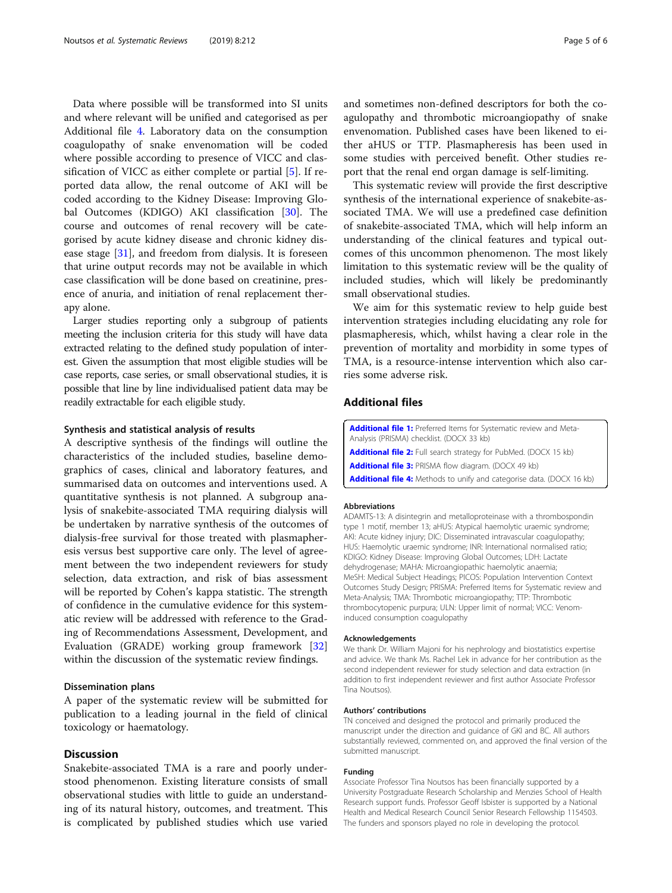Data where possible will be transformed into SI units and where relevant will be unified and categorised as per Additional file 4. Laboratory data on the consumption coagulopathy of snake envenomation will be coded where possible according to presence of VICC and classification of VICC as either complete or partial [5]. If reported data allow, the renal outcome of AKI will be coded according to the Kidney Disease: Improving Global Outcomes (KDIGO) AKI classification [30]. The course and outcomes of renal recovery will be categorised by acute kidney disease and chronic kidney disease stage [31], and freedom from dialysis. It is foreseen that urine output records may not be available in which case classification will be done based on creatinine, presence of anuria, and initiation of renal replacement therapy alone.

Larger studies reporting only a subgroup of patients meeting the inclusion criteria for this study will have data extracted relating to the defined study population of interest. Given the assumption that most eligible studies will be case reports, case series, or small observational studies, it is possible that line by line individualised patient data may be readily extractable for each eligible study.

### Synthesis and statistical analysis of results

A descriptive synthesis of the findings will outline the characteristics of the included studies, baseline demographics of cases, clinical and laboratory features, and summarised data on outcomes and interventions used. A quantitative synthesis is not planned. A subgroup analysis of snakebite-associated TMA requiring dialysis will be undertaken by narrative synthesis of the outcomes of dialysis-free survival for those treated with plasmapheresis versus best supportive care only. The level of agreement between the two independent reviewers for study selection, data extraction, and risk of bias assessment will be reported by Cohen's kappa statistic. The strength of confidence in the cumulative evidence for this systematic review will be addressed with reference to the Grading of Recommendations Assessment, Development, and Evaluation (GRADE) working group framework [32] within the discussion of the systematic review findings.

### Dissemination plans

A paper of the systematic review will be submitted for publication to a leading journal in the field of clinical toxicology or haematology.

## Discussion

Snakebite-associated TMA is a rare and poorly understood phenomenon. Existing literature consists of small observational studies with little to guide an understanding of its natural history, outcomes, and treatment. This is complicated by published studies which use varied and sometimes non-defined descriptors for both the coagulopathy and thrombotic microangiopathy of snake envenomation. Published cases have been likened to either aHUS or TTP. Plasmapheresis has been used in some studies with perceived benefit. Other studies report that the renal end organ damage is self-limiting.

This systematic review will provide the first descriptive synthesis of the international experience of snakebite-associated TMA. We will use a predefined case definition of snakebite-associated TMA, which will help inform an understanding of the clinical features and typical outcomes of this uncommon phenomenon. The most likely limitation to this systematic review will be the quality of included studies, which will likely be predominantly small observational studies.

We aim for this systematic review to help guide best intervention strategies including elucidating any role for plasmapheresis, which, whilst having a clear role in the prevention of mortality and morbidity in some types of TMA, is a resource-intense intervention which also carries some adverse risk.

## Additional files

**Additional file 1:** Preferred Items for Systematic review and Meta-Analysis (PRISMA) checklist. (DOCX 33 kb)

**Additional file 2:** Full search strategy for PubMed. (DOCX 15 kb)

**Additional file 3:** PRISMA flow diagram. (DOCX 49 kb)

**Additional file 4:** Methods to unify and categorise data. (DOCX 16 kb)

#### Abbreviations

ADAMTS-13: A disintegrin and metalloproteinase with a thrombospondin type 1 motif, member 13; aHUS: Atypical haemolytic uraemic syndrome; AKI: Acute kidney injury; DIC: Disseminated intravascular coagulopathy; HUS: Haemolytic uraemic syndrome; INR: International normalised ratio; KDIGO: Kidney Disease: Improving Global Outcomes; LDH: Lactate dehydrogenase; MAHA: Microangiopathic haemolytic anaemia; MeSH: Medical Subject Headings; PICOS: Population Intervention Context Outcomes Study Design; PRISMA: Preferred Items for Systematic review and Meta-Analysis; TMA: Thrombotic microangiopathy; TTP: Thrombotic thrombocytopenic purpura; ULN: Upper limit of normal; VICC: Venom-induced consumption coagulopathy

#### Acknowledgements

We thank Dr. William Majoni for his nephrology and biostatistics expertise and advice. We thank Ms. Rachel Lek in advance for her contribution as the second independent reviewer for study selection and data extraction (in addition to first independent reviewer and first author Associate Professor Tina Noutsos).

#### Authors' contributions

TN conceived and designed the protocol and primarily produced the manuscript under the direction and guidance of GKI and BC. All authors substantially reviewed, commented on, and approved the final version of the submitted manuscript.

#### Funding

Associate Professor Tina Noutsos has been financially supported by a University Postgraduate Research Scholarship and Menzies School of Health Research support funds. Professor Geoff Isbister is supported by a National Health and Medical Research Council Senior Research Fellowship 1154503. The funders and sponsors played no role in developing the protocol.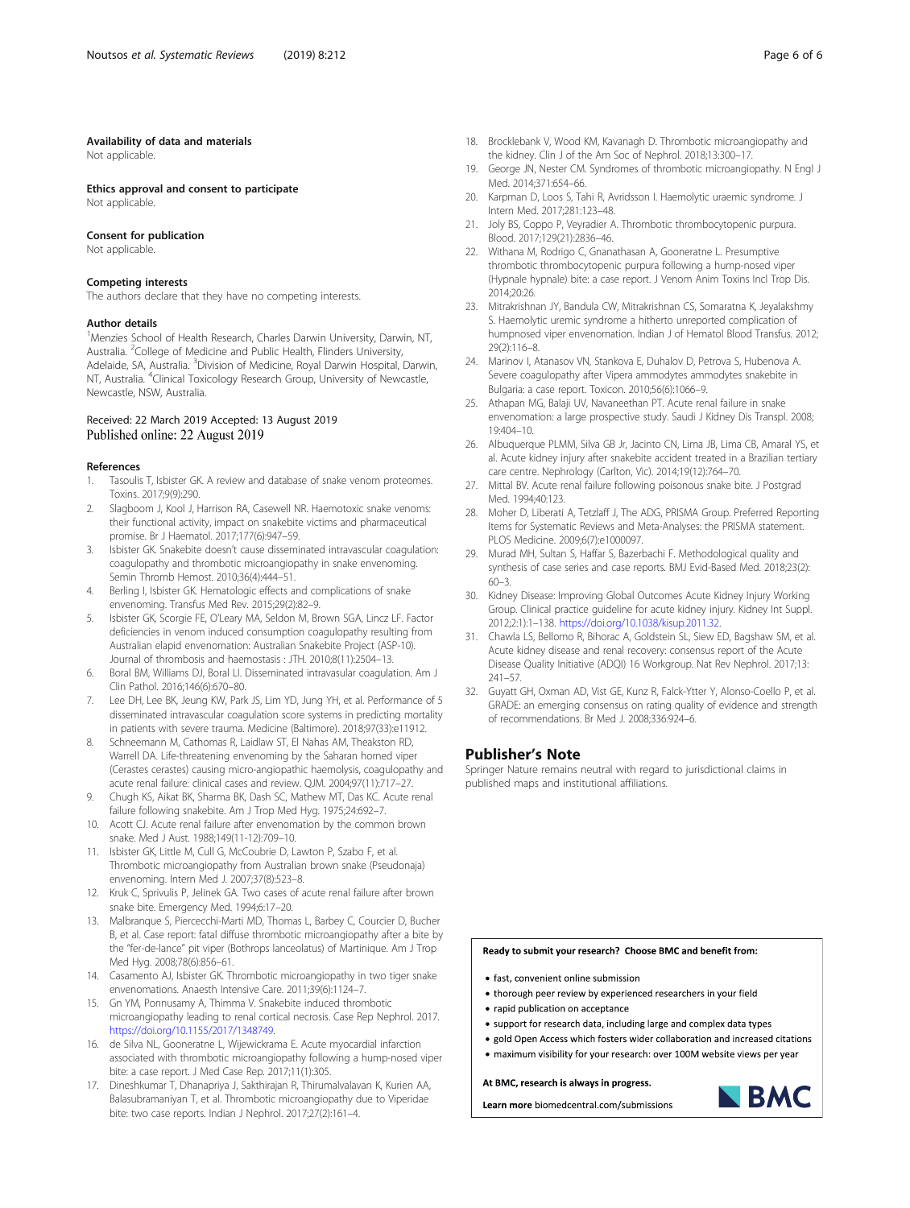#### Availability of data and materials
Not applicable.

#### Ethics approval and consent to participate
Not applicable.

#### Consent for publication
Not applicable.

#### Competing interests
The authors declare that they have no competing interests.

#### Author details
[1]Menzies School of Health Research, Charles Darwin University, Darwin, NT, Australia. [2]College of Medicine and Public Health, Flinders University, Adelaide, SA, Australia. [3]Division of Medicine, Royal Darwin Hospital, Darwin, NT, Australia. [4]Clinical Toxicology Research Group, University of Newcastle, Newcastle, NSW, Australia.

Received: 22 March 2019 Accepted: 13 August 2019
Published online: 22 August 2019

#### References
1. Tasoulis T, Isbister GK. A review and database of snake venom proteomes. Toxins. 2017;9(9):290.
2. Slagboom J, Kool J, Harrison RA, Casewell NR. Haemotoxic snake venoms: their functional activity, impact on snakebite victims and pharmaceutical promise. Br J Haematol. 2017;177(6):947–59.
3. Isbister GK. Snakebite doesn't cause disseminated intravascular coagulation: coagulopathy and thrombotic microangiopathy in snake envenoming. Semin Thromb Hemost. 2010;36(4):444–51.
4. Berling I, Isbister GK. Hematologic effects and complications of snake envenoming. Transfus Med Rev. 2015;29(2):82–9.
5. Isbister GK, Scorgie FE, O'Leary MA, Seldon M, Brown SGA, Lincz LF. Factor deficiencies in venom induced consumption coagulopathy resulting from Australian elapid envenomation: Australian Snakebite Project (ASP-10). Journal of thrombosis and haemostasis : JTH. 2010;8(11):2504–13.
6. Boral BM, Williams DJ, Boral LI. Disseminated intravasular coagulation. Am J Clin Pathol. 2016;146(6):670–80.
7. Lee DH, Lee BK, Jeung KW, Park JS, Lim YD, Jung YH, et al. Performance of 5 disseminated intravascular coagulation score systems in predicting mortality in patients with severe trauma. Medicine (Baltimore). 2018;97(33):e11912.
8. Schneemann M, Cathomas R, Laidlaw ST, El Nahas AM, Theakston RD, Warrell DA. Life-threatening envenoming by the Saharan horned viper (Cerastes cerastes) causing micro-angiopathic haemolysis, coagulopathy and acute renal failure: clinical cases and review. QJM. 2004;97(11):717–27.
9. Chugh KS, Aikat BK, Sharma BK, Dash SC, Mathew MT, Das KC. Acute renal failure following snakebite. Am J Trop Med Hyg. 1975;24:692–7.
10. Acott CJ. Acute renal failure after envenomation by the common brown snake. Med J Aust. 1988;149(11-12):709–10.
11. Isbister GK, Little M, Cull G, McCoubrie D, Lawton P, Szabo F, et al. Thrombotic microangiopathy from Australian brown snake (Pseudonaja) envenoming. Intern Med J. 2007;37(8):523–8.
12. Kruk C, Sprivulis P, Jelinek GA. Two cases of acute renal failure after brown snake bite. Emergency Med. 1994;6:17–20.
13. Malbranque S, Piercecchi-Marti MD, Thomas L, Barbey C, Courcier D, Bucher B, et al. Case report: fatal diffuse thrombotic microangiopathy after a bite by the "fer-de-lance" pit viper (Bothrops lanceolatus) of Martinique. Am J Trop Med Hyg. 2008;78(6):856–61.
14. Casamento AJ, Isbister GK. Thrombotic microangiopathy in two tiger snake envenomations. Anaesth Intensive Care. 2011;39(6):1124–7.
15. Gn YM, Ponnusamy A, Thimma V. Snakebite induced thrombotic microangiopathy leading to renal cortical necrosis. Case Rep Nephrol. 2017. https://doi.org/10.1155/2017/1348749.
16. de Silva NL, Gooneratne L, Wijewickrama E. Acute myocardial infarction associated with thrombotic microangiopathy following a hump-nosed viper bite: a case report. J Med Case Rep. 2017;11(1):305.
17. Dineshkumar T, Dhanapriya J, Sakthirajan R, Thirumalvalavan K, Kurien AA, Balasubramaniyan T, et al. Thrombotic microangiopathy due to Viperidae bite: two case reports. Indian J Nephrol. 2017;27(2):161–4.
18. Brocklebank V, Wood KM, Kavanagh D. Thrombotic microangiopathy and the kidney. Clin J of the Am Soc of Nephrol. 2018;13:300–17.
19. George JN, Nester CM. Syndromes of thrombotic microangiopathy. N Engl J Med. 2014;371:654–66.
20. Karpman D, Loos S, Tahi R, Avridsson I. Haemolytic uraemic syndrome. J Intern Med. 2017;281:123–48.
21. Joly BS, Coppo P, Veyradier A. Thrombotic thrombocytopenic purpura. Blood. 2017;129(21):2836–46.
22. Withana M, Rodrigo C, Gnanathasan A, Gooneratne L. Presumptive thrombotic thrombocytopenic purpura following a hump-nosed viper (Hypnale hypnale) bite: a case report. J Venom Anim Toxins Incl Trop Dis. 2014;20:26.
23. Mitrakrishnan JY, Bandula CW, Mitrakrishnan CS, Somaratna K, Jeyalakshmy S. Haemolytic uremic syndrome a hitherto unreported complication of humpnosed viper envenomation. Indian J of Hematol Blood Transfus. 2012;29(2):116–8.
24. Marinov I, Atanasov VN, Stankova E, Duhalov D, Petrova S, Hubenova A. Severe coagulopathy after Vipera ammodytes ammodytes snakebite in Bulgaria: a case report. Toxicon. 2010;56(6):1066–9.
25. Athapan MG, Balaji UV, Navaneethan PT. Acute renal failure in snake envenomation: a large prospective study. Saudi J Kidney Dis Transpl. 2008;19:404–10.
26. Albuquerque PLMM, Silva GB Jr, Jacinto CN, Lima JB, Lima CB, Amaral YS, et al. Acute kidney injury after snakebite accident treated in a Brazilian tertiary care centre. Nephrology (Carlton, Vic). 2014;19(12):764–70.
27. Mittal BV. Acute renal failure following poisonous snake bite. J Postgrad Med. 1994;40:123.
28. Moher D, Liberati A, Tetzlaff J, The ADG, PRISMA Group. Preferred Reporting Items for Systematic Reviews and Meta-Analyses: the PRISMA statement. PLOS Medicine. 2009;6(7):e1000097.
29. Murad MH, Sultan S, Haffar S, Bazerbachi F. Methodological quality and synthesis of case series and case reports. BMJ Evid-Based Med. 2018;23(2):60–3.
30. Kidney Disease: Improving Global Outcomes Acute Kidney Injury Working Group. Clinical practice guideline for acute kidney injury. Kidney Int Suppl. 2012;2:1):1–138. https://doi.org/10.1038/kisup.2011.32.
31. Chawla LS, Bellomo R, Bihorac A, Goldstein SL, Siew ED, Bagshaw SM, et al. Acute kidney disease and renal recovery: consensus report of the Acute Disease Quality Initiative (ADQI) 16 Workgroup. Nat Rev Nephrol. 2017;13:241–57.
32. Guyatt GH, Oxman AD, Vist GE, Kunz R, Falck-Ytter Y, Alonso-Coello P, et al. GRADE: an emerging consensus on rating quality of evidence and strength of recommendations. Br Med J. 2008;336:924–6.

## Publisher's Note
Springer Nature remains neutral with regard to jurisdictional claims in published maps and institutional affiliations.

**Ready to submit your research? Choose BMC and benefit from:**

- fast, convenient online submission
- thorough peer review by experienced researchers in your field
- rapid publication on acceptance
- support for research data, including large and complex data types
- gold Open Access which fosters wider collaboration and increased citations
- maximum visibility for your research: over 100M website views per year

**At BMC, research is always in progress.**

**Learn more** biomedcentral.com/submissions

BMC